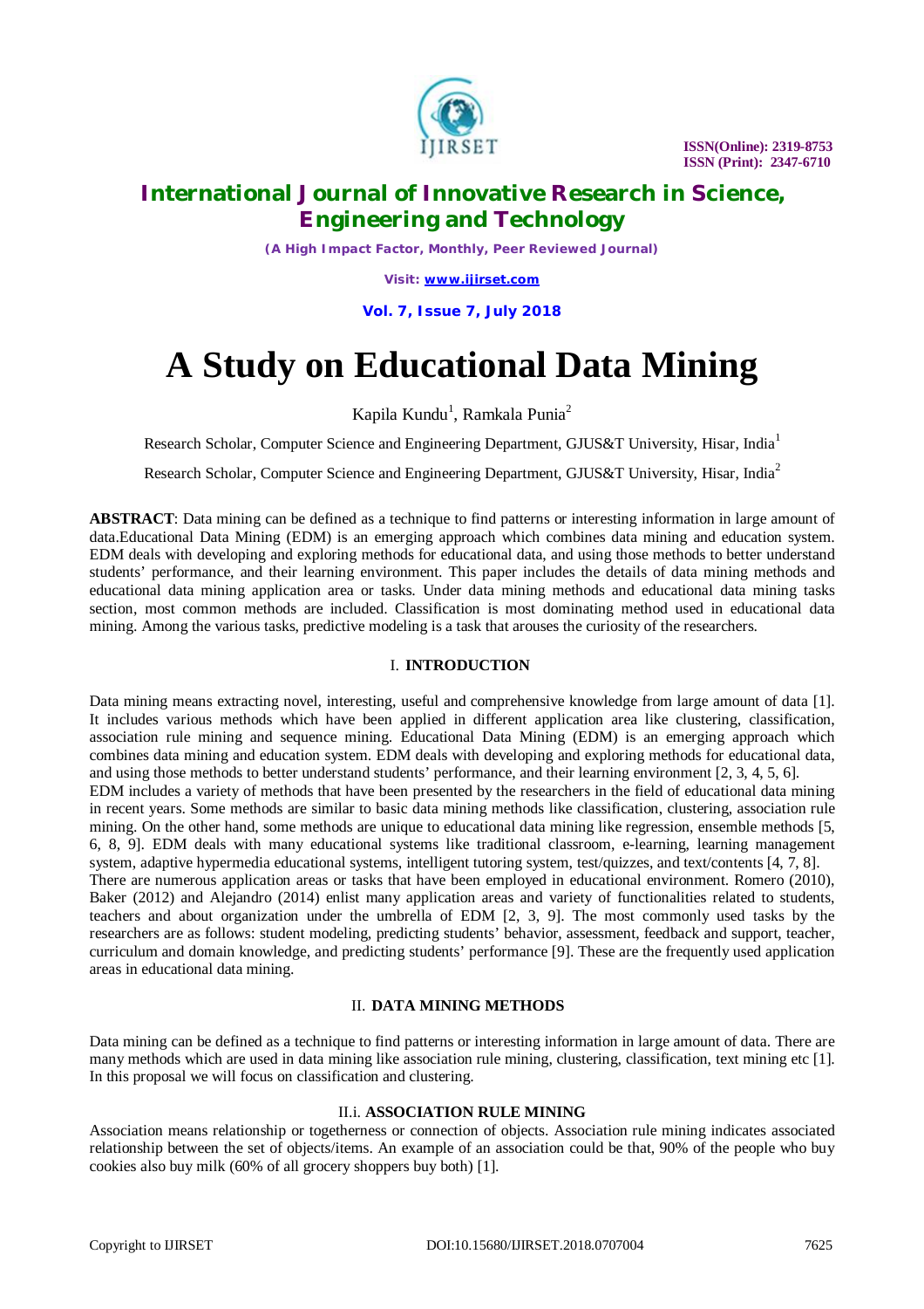# A Study on Educational Data Mining

Kapila Kundu[1], Ramkala Punia[2]

Research Scholar, Computer Science and Engineering Department, GJUS&T University, Hisar, India[1]

Research Scholar, Computer Science and Engineering Department, GJUS&T University, Hisar, India[2]

**ABSTRACT**: Data mining can be defined as a technique to find patterns or interesting information in large amount of data.Educational Data Mining (EDM) is an emerging approach which combines data mining and education system. EDM deals with developing and exploring methods for educational data, and using those methods to better understand students' performance, and their learning environment. This paper includes the details of data mining methods and educational data mining application area or tasks. Under data mining methods and educational data mining tasks section, most common methods are included. Classification is most dominating method used in educational data mining. Among the various tasks, predictive modeling is a task that arouses the curiosity of the researchers.

## I. INTRODUCTION

Data mining means extracting novel, interesting, useful and comprehensive knowledge from large amount of data [1]. It includes various methods which have been applied in different application area like clustering, classification, association rule mining and sequence mining. Educational Data Mining (EDM) is an emerging approach which combines data mining and education system. EDM deals with developing and exploring methods for educational data, and using those methods to better understand students' performance, and their learning environment [2, 3, 4, 5, 6].

EDM includes a variety of methods that have been presented by the researchers in the field of educational data mining in recent years. Some methods are similar to basic data mining methods like classification, clustering, association rule mining. On the other hand, some methods are unique to educational data mining like regression, ensemble methods [5, 6, 8, 9]. EDM deals with many educational systems like traditional classroom, e-learning, learning management system, adaptive hypermedia educational systems, intelligent tutoring system, test/quizzes, and text/contents [4, 7, 8].

There are numerous application areas or tasks that have been employed in educational environment. Romero (2010), Baker (2012) and Alejandro (2014) enlist many application areas and variety of functionalities related to students, teachers and about organization under the umbrella of EDM [2, 3, 9]. The most commonly used tasks by the researchers are as follows: student modeling, predicting students' behavior, assessment, feedback and support, teacher, curriculum and domain knowledge, and predicting students' performance [9]. These are the frequently used application areas in educational data mining.

## II. DATA MINING METHODS

Data mining can be defined as a technique to find patterns or interesting information in large amount of data. There are many methods which are used in data mining like association rule mining, clustering, classification, text mining etc [1]. In this proposal we will focus on classification and clustering.

### II.i. ASSOCIATION RULE MINING

Association means relationship or togetherness or connection of objects. Association rule mining indicates associated relationship between the set of objects/items. An example of an association could be that, 90% of the people who buy cookies also buy milk (60% of all grocery shoppers buy both) [1].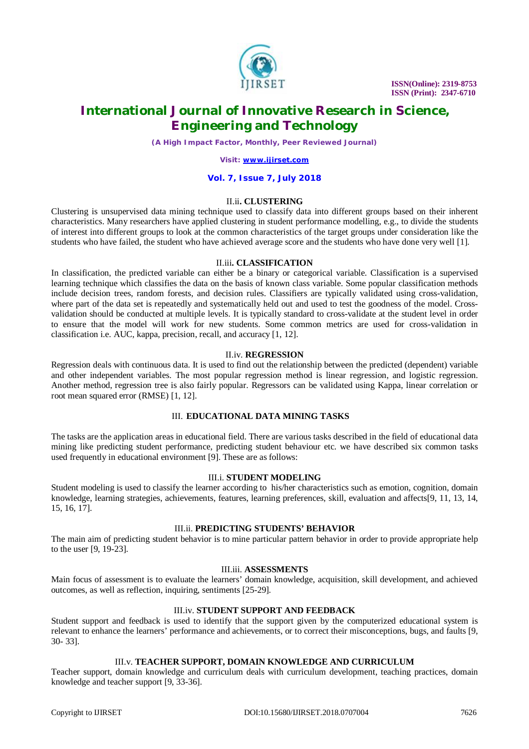### II.ii. CLUSTERING

Clustering is unsupervised data mining technique used to classify data into different groups based on their inherent characteristics. Many researchers have applied clustering in student performance modelling, e.g., to divide the students of interest into different groups to look at the common characteristics of the target groups under consideration like the students who have failed, the student who have achieved average score and the students who have done very well [1].

### II.iii. CLASSIFICATION

In classification, the predicted variable can either be a binary or categorical variable. Classification is a supervised learning technique which classifies the data on the basis of known class variable. Some popular classification methods include decision trees, random forests, and decision rules. Classifiers are typically validated using cross-validation, where part of the data set is repeatedly and systematically held out and used to test the goodness of the model. Cross-validation should be conducted at multiple levels. It is typically standard to cross-validate at the student level in order to ensure that the model will work for new students. Some common metrics are used for cross-validation in classification i.e. AUC, kappa, precision, recall, and accuracy [1, 12].

### II.iv. REGRESSION

Regression deals with continuous data. It is used to find out the relationship between the predicted (dependent) variable and other independent variables. The most popular regression method is linear regression, and logistic regression. Another method, regression tree is also fairly popular. Regressors can be validated using Kappa, linear correlation or root mean squared error (RMSE) [1, 12].

## III. EDUCATIONAL DATA MINING TASKS

The tasks are the application areas in educational field. There are various tasks described in the field of educational data mining like predicting student performance, predicting student behaviour etc. we have described six common tasks used frequently in educational environment [9]. These are as follows:

### III.i. STUDENT MODELING

Student modeling is used to classify the learner according to his/her characteristics such as emotion, cognition, domain knowledge, learning strategies, achievements, features, learning preferences, skill, evaluation and affects[9, 11, 13, 14, 15, 16, 17].

### III.ii. PREDICTING STUDENTS' BEHAVIOR

The main aim of predicting student behavior is to mine particular pattern behavior in order to provide appropriate help to the user [9, 19-23].

### III.iii. ASSESSMENTS

Main focus of assessment is to evaluate the learners' domain knowledge, acquisition, skill development, and achieved outcomes, as well as reflection, inquiring, sentiments [25-29].

### III.iv. STUDENT SUPPORT AND FEEDBACK

Student support and feedback is used to identify that the support given by the computerized educational system is relevant to enhance the learners' performance and achievements, or to correct their misconceptions, bugs, and faults [9, 30- 33].

### III.v. TEACHER SUPPORT, DOMAIN KNOWLEDGE AND CURRICULUM

Teacher support, domain knowledge and curriculum deals with curriculum development, teaching practices, domain knowledge and teacher support [9, 33-36].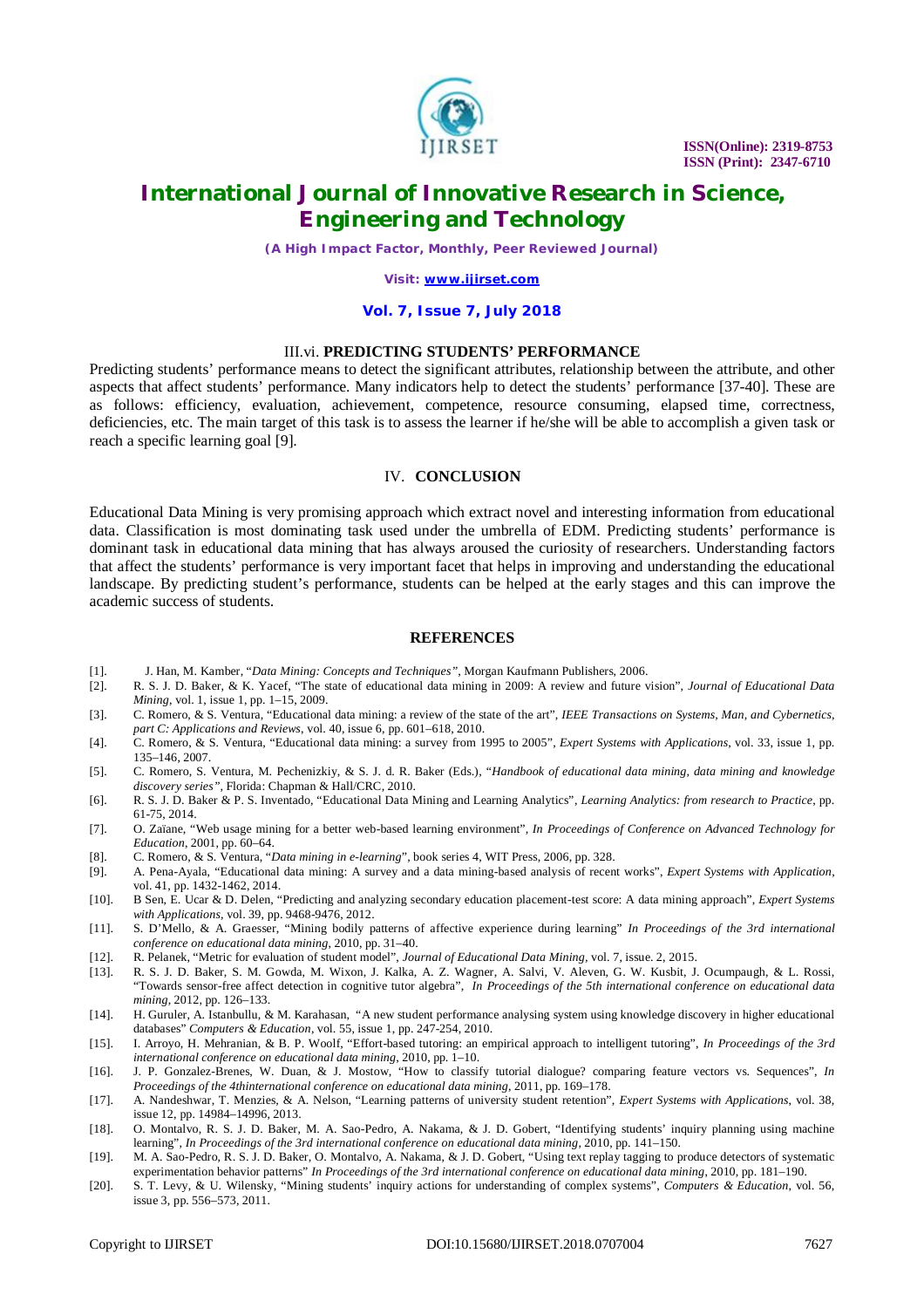### III.vi. PREDICTING STUDENTS' PERFORMANCE

Predicting students' performance means to detect the significant attributes, relationship between the attribute, and other aspects that affect students' performance. Many indicators help to detect the students' performance [37-40]. These are as follows: efficiency, evaluation, achievement, competence, resource consuming, elapsed time, correctness, deficiencies, etc. The main target of this task is to assess the learner if he/she will be able to accomplish a given task or reach a specific learning goal [9].

## IV. CONCLUSION

Educational Data Mining is very promising approach which extract novel and interesting information from educational data. Classification is most dominating task used under the umbrella of EDM. Predicting students' performance is dominant task in educational data mining that has always aroused the curiosity of researchers. Understanding factors that affect the students' performance is very important facet that helps in improving and understanding the educational landscape. By predicting student's performance, students can be helped at the early stages and this can improve the academic success of students.

## REFERENCES

[1]. J. Han, M. Kamber, "*Data Mining: Concepts and Techniques"*, Morgan Kaufmann Publishers, 2006.

[2]. R. S. J. D. Baker, & K. Yacef, "The state of educational data mining in 2009: A review and future vision", *Journal of Educational Data Mining*, vol. 1, issue 1, pp. 1–15, 2009.

[3]. C. Romero, & S. Ventura, "Educational data mining: a review of the state of the art", *IEEE Transactions on Systems, Man, and Cybernetics, part C: Applications and Reviews*, vol. 40, issue 6, pp. 601–618, 2010.

[4]. C. Romero, & S. Ventura, "Educational data mining: a survey from 1995 to 2005", *Expert Systems with Applications*, vol. 33, issue 1, pp. 135–146, 2007.

[5]. C. Romero, S. Ventura, M. Pechenizkiy, & S. J. d. R. Baker (Eds.), "*Handbook of educational data mining, data mining and knowledge discovery series"*, Florida: Chapman & Hall/CRC, 2010.

[6]. R. S. J. D. Baker & P. S. Inventado, "Educational Data Mining and Learning Analytics", *Learning Analytics: from research to Practice*, pp. 61-75, 2014.

[7]. O. Zaïane, "Web usage mining for a better web-based learning environment", *In Proceedings of Conference on Advanced Technology for Education*, 2001, pp. 60–64.

[8]. C. Romero, & S. Ventura, "*Data mining in e-learning*", book series 4, WIT Press, 2006, pp. 328.

[9]. A. Pena-Ayala, "Educational data mining: A survey and a data mining-based analysis of recent works", *Expert Systems with Application*, vol. 41, pp. 1432-1462, 2014.

[10]. B Sen, E. Ucar & D. Delen, "Predicting and analyzing secondary education placement-test score: A data mining approach", *Expert Systems with Applications*, vol. 39, pp. 9468-9476, 2012.

[11]. S. D'Mello, & A. Graesser, "Mining bodily patterns of affective experience during learning" *In Proceedings of the 3rd international conference on educational data mining*, 2010, pp. 31–40.

[12]. R. Pelanek, "Metric for evaluation of student model", *Journal of Educational Data Mining*, vol. 7, issue. 2, 2015.

[13]. R. S. J. D. Baker, S. M. Gowda, M. Wixon, J. Kalka, A. Z. Wagner, A. Salvi, V. Aleven, G. W. Kusbit, J. Ocumpaugh, & L. Rossi, "Towards sensor-free affect detection in cognitive tutor algebra", *In Proceedings of the 5th international conference on educational data mining*, 2012, pp. 126–133.

[14]. H. Guruler, A. Istanbullu, & M. Karahasan, "A new student performance analysing system using knowledge discovery in higher educational databases" *Computers & Education*, vol. 55, issue 1, pp. 247-254, 2010.

[15]. I. Arroyo, H. Mehranian, & B. P. Woolf, "Effort-based tutoring: an empirical approach to intelligent tutoring", *In Proceedings of the 3rd international conference on educational data mining*, 2010, pp. 1–10.

[16]. J. P. Gonzalez-Brenes, W. Duan, & J. Mostow, "How to classify tutorial dialogue? comparing feature vectors vs. Sequences", *In Proceedings of the 4thinternational conference on educational data mining*, 2011, pp. 169–178.

[17]. A. Nandeshwar, T. Menzies, & A. Nelson, "Learning patterns of university student retention", *Expert Systems with Applications*, vol. 38, issue 12, pp. 14984–14996, 2013.

[18]. O. Montalvo, R. S. J. D. Baker, M. A. Sao-Pedro, A. Nakama, & J. D. Gobert, "Identifying students' inquiry planning using machine learning", *In Proceedings of the 3rd international conference on educational data mining*, 2010, pp. 141–150.

[19]. M. A. Sao-Pedro, R. S. J. D. Baker, O. Montalvo, A. Nakama, & J. D. Gobert, "Using text replay tagging to produce detectors of systematic experimentation behavior patterns" *In Proceedings of the 3rd international conference on educational data mining*, 2010, pp. 181–190.

[20]. S. T. Levy, & U. Wilensky, "Mining students' inquiry actions for understanding of complex systems", *Computers & Education*, vol. 56, issue 3, pp. 556–573, 2011.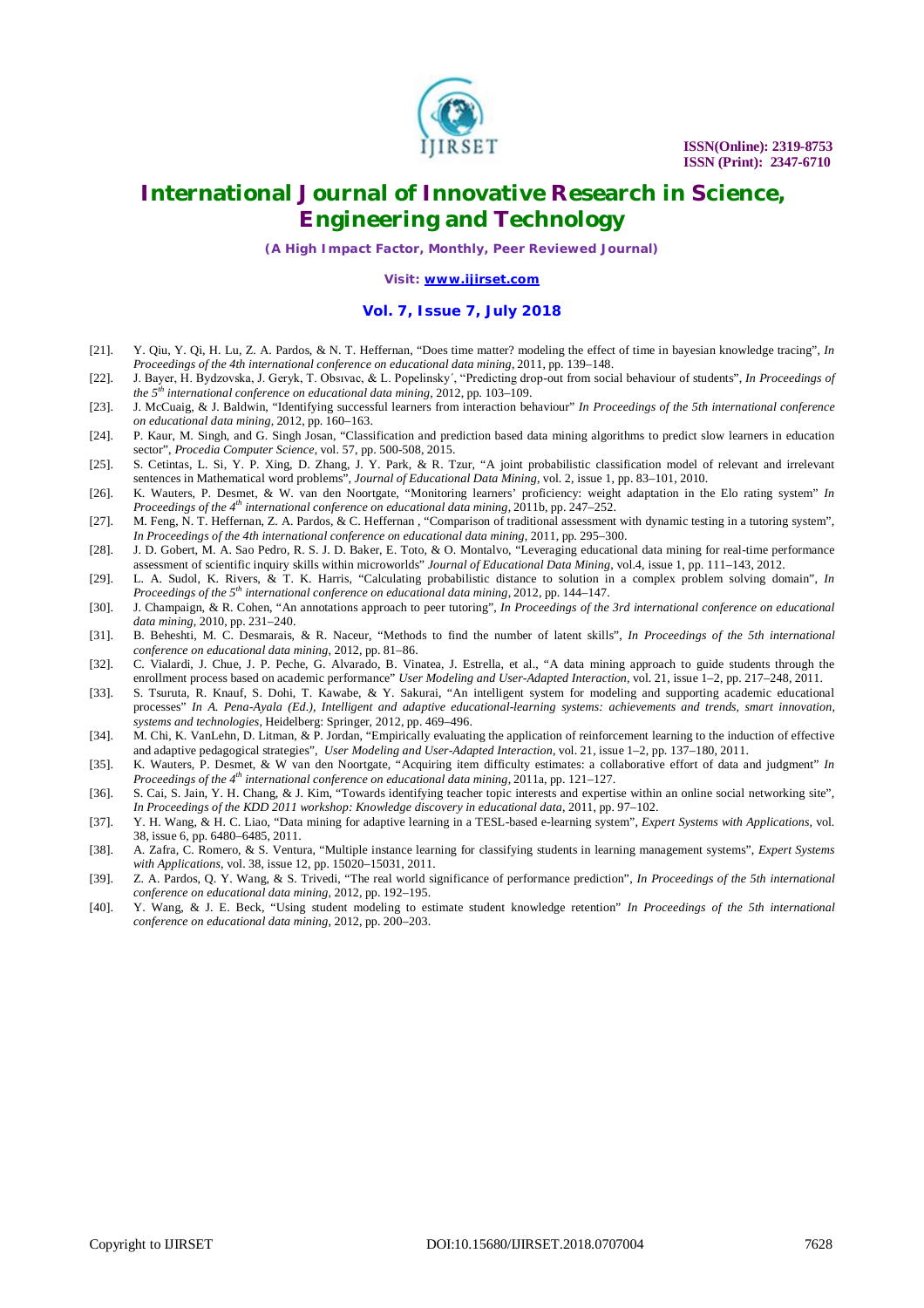[21]. Y. Qiu, Y. Qi, H. Lu, Z. A. Pardos, & N. T. Heffernan, "Does time matter? modeling the effect of time in bayesian knowledge tracing", *In Proceedings of the 4th international conference on educational data mining*, 2011, pp. 139–148.

[22]. J. Bayer, H. Bydzovska, J. Geryk, T. Obsıvac, & L. Popelinsky´, "Predicting drop-out from social behaviour of students", *In Proceedings of the 5th international conference on educational data mining*, 2012, pp. 103–109.

[23]. J. McCuaig, & J. Baldwin, "Identifying successful learners from interaction behaviour" *In Proceedings of the 5th international conference on educational data mining*, 2012, pp. 160–163.

[24]. P. Kaur, M. Singh, and G. Singh Josan, "Classification and prediction based data mining algorithms to predict slow learners in education sector", *Procedia Computer Science*, vol. 57, pp. 500-508, 2015.

[25]. S. Cetintas, L. Si, Y. P. Xing, D. Zhang, J. Y. Park, & R. Tzur, "A joint probabilistic classification model of relevant and irrelevant sentences in Mathematical word problems", *Journal of Educational Data Mining*, vol. 2, issue 1, pp. 83–101, 2010.

[26]. K. Wauters, P. Desmet, & W. van den Noortgate, "Monitoring learners' proficiency: weight adaptation in the Elo rating system" *In Proceedings of the 4th international conference on educational data mining*, 2011b, pp. 247–252.

[27]. M. Feng, N. T. Heffernan, Z. A. Pardos, & C. Heffernan , "Comparison of traditional assessment with dynamic testing in a tutoring system", *In Proceedings of the 4th international conference on educational data mining*, 2011, pp. 295–300.

[28]. J. D. Gobert, M. A. Sao Pedro, R. S. J. D. Baker, E. Toto, & O. Montalvo, "Leveraging educational data mining for real-time performance assessment of scientific inquiry skills within microworlds" *Journal of Educational Data Mining*, vol.4, issue 1, pp. 111–143, 2012.

[29]. L. A. Sudol, K. Rivers, & T. K. Harris, "Calculating probabilistic distance to solution in a complex problem solving domain", *In Proceedings of the 5th international conference on educational data mining*, 2012, pp. 144–147.

[30]. J. Champaign, & R. Cohen, "An annotations approach to peer tutoring", *In Proceedings of the 3rd international conference on educational data mining*, 2010, pp. 231–240.

[31]. B. Beheshti, M. C. Desmarais, & R. Naceur, "Methods to find the number of latent skills", *In Proceedings of the 5th international conference on educational data mining*, 2012, pp. 81–86.

[32]. C. Vialardi, J. Chue, J. P. Peche, G. Alvarado, B. Vinatea, J. Estrella, et al., "A data mining approach to guide students through the enrollment process based on academic performance" *User Modeling and User-Adapted Interaction*, vol. 21, issue 1–2, pp. 217–248, 2011.

[33]. S. Tsuruta, R. Knauf, S. Dohi, T. Kawabe, & Y. Sakurai, "An intelligent system for modeling and supporting academic educational processes" *In A. Pena-Ayala (Ed.), Intelligent and adaptive educational-learning systems: achievements and trends, smart innovation, systems and technologies*, Heidelberg: Springer, 2012, pp. 469–496.

[34]. M. Chi, K. VanLehn, D. Litman, & P. Jordan, "Empirically evaluating the application of reinforcement learning to the induction of effective and adaptive pedagogical strategies", *User Modeling and User-Adapted Interaction*, vol. 21, issue 1–2, pp. 137–180, 2011.

[35]. K. Wauters, P. Desmet, & W van den Noortgate, "Acquiring item difficulty estimates: a collaborative effort of data and judgment" *In Proceedings of the 4th international conference on educational data mining*, 2011a, pp. 121–127.

[36]. S. Cai, S. Jain, Y. H. Chang, & J. Kim, "Towards identifying teacher topic interests and expertise within an online social networking site", *In Proceedings of the KDD 2011 workshop: Knowledge discovery in educational data*, 2011, pp. 97–102.

[37]. Y. H. Wang, & H. C. Liao, "Data mining for adaptive learning in a TESL-based e-learning system", *Expert Systems with Applications*, vol. 38, issue 6, pp. 6480–6485, 2011.

[38]. A. Zafra, C. Romero, & S. Ventura, "Multiple instance learning for classifying students in learning management systems", *Expert Systems with Applications*, vol. 38, issue 12, pp. 15020–15031, 2011.

[39]. Z. A. Pardos, Q. Y. Wang, & S. Trivedi, "The real world significance of performance prediction", *In Proceedings of the 5th international conference on educational data mining*, 2012, pp. 192–195.

[40]. Y. Wang, & J. E. Beck, "Using student modeling to estimate student knowledge retention" *In Proceedings of the 5th international conference on educational data mining*, 2012, pp. 200–203.